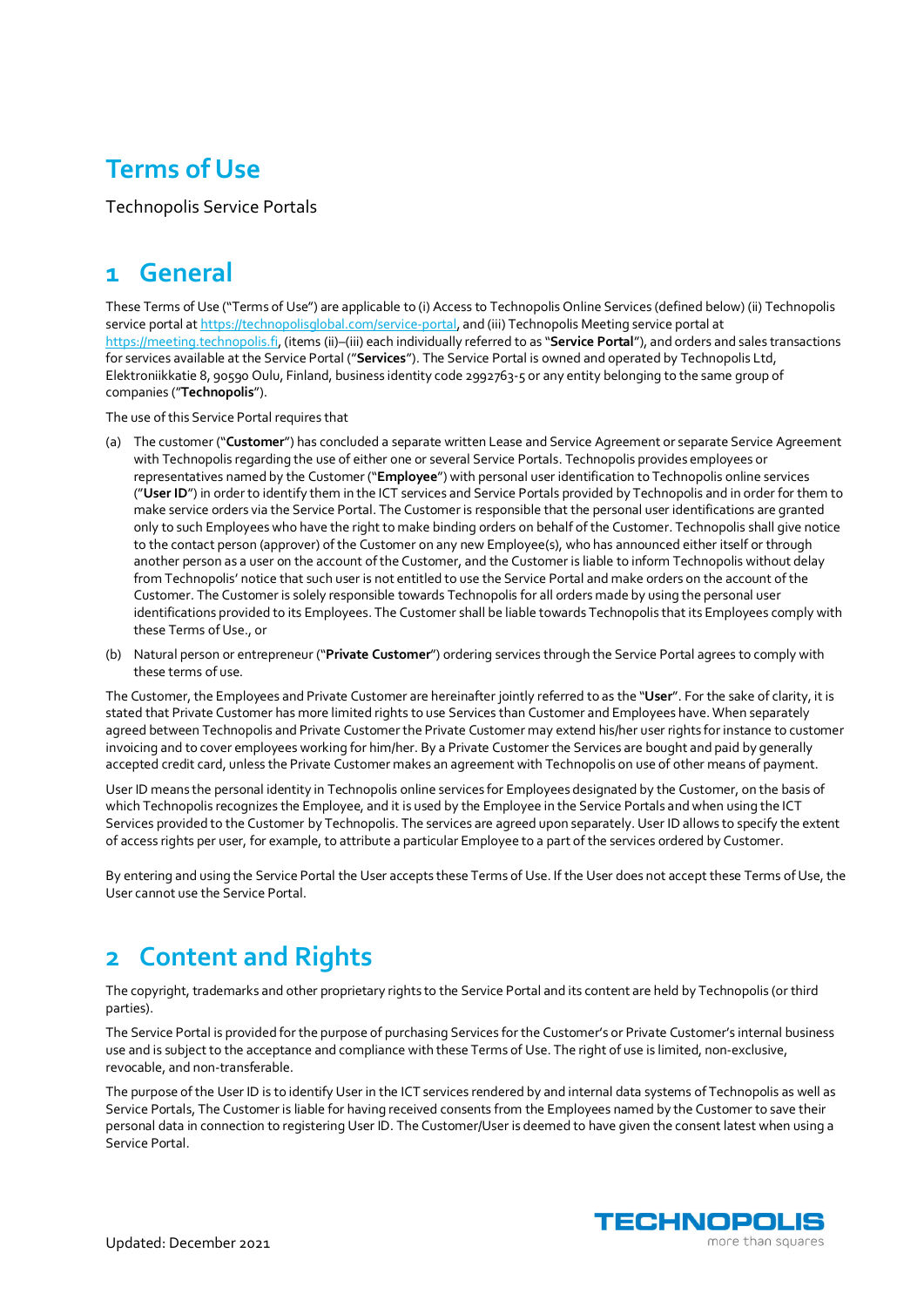# Terms of Use

Technopolis Service Portals

## 1 General

These Terms of Use ("Terms of Use") are applicable to (i) Access to Technopolis Online Services (defined below) (ii) Technopolis service portal at https://technopolisglobal.com/service-portal, and (iii) Technopolis Meeting service portal at https://meeting.technopolis.fi, (items (ii)–(iii) each individually referred to as "**Service Portal**"), and orders and sales transactions for services available at the Service Portal ("**Services**"). The Service Portal is owned and operated by Technopolis Ltd, Elektroniikkatie 8, 90590 Oulu, Finland, business identity code 2992763-5 or any entity belonging to the same group of companies ("**Technopolis**").

The use of this Service Portal requires that

(a) The customer ("**Customer**") has concluded a separate written Lease and Service Agreement or separate Service Agreement with Technopolis regarding the use of either one or several Service Portals. Technopolis provides employees or representatives named by the Customer ("**Employee**") with personal user identification to Technopolis online services ("**User ID**") in order to identify them in the ICT services and Service Portals provided by Technopolis and in order for them to make service orders via the Service Portal. The Customer is responsible that the personal user identifications are granted only to such Employees who have the right to make binding orders on behalf of the Customer. Technopolis shall give notice to the contact person (approver) of the Customer on any new Employee(s), who has announced either itself or through another person as a user on the account of the Customer, and the Customer is liable to inform Technopolis without delay from Technopolis' notice that such user is not entitled to use the Service Portal and make orders on the account of the Customer. The Customer is solely responsible towards Technopolis for all orders made by using the personal user identifications provided to its Employees. The Customer shall be liable towards Technopolis that its Employees comply with these Terms of Use., or

(b) Natural person or entrepreneur ("**Private Customer**") ordering services through the Service Portal agrees to comply with these terms of use.

The Customer, the Employees and Private Customer are hereinafter jointly referred to as the "**User**". For the sake of clarity, it is stated that Private Customer has more limited rights to use Services than Customer and Employees have. When separately agreed between Technopolis and Private Customer the Private Customer may extend his/her user rights for instance to customer invoicing and to cover employees working for him/her. By a Private Customer the Services are bought and paid by generally accepted credit card, unless the Private Customer makes an agreement with Technopolis on use of other means of payment.

User ID means the personal identity in Technopolis online services for Employees designated by the Customer, on the basis of which Technopolis recognizes the Employee, and it is used by the Employee in the Service Portals and when using the ICT Services provided to the Customer by Technopolis. The services are agreed upon separately. User ID allows to specify the extent of access rights per user, for example, to attribute a particular Employee to a part of the services ordered by Customer.

By entering and using the Service Portal the User accepts these Terms of Use. If the User does not accept these Terms of Use, the User cannot use the Service Portal.

## 2 Content and Rights

The copyright, trademarks and other proprietary rights to the Service Portal and its content are held by Technopolis (or third parties).

The Service Portal is provided for the purpose of purchasing Services for the Customer's or Private Customer's internal business use and is subject to the acceptance and compliance with these Terms of Use. The right of use is limited, non-exclusive, revocable, and non-transferable.

The purpose of the User ID is to identify User in the ICT services rendered by and internal data systems of Technopolis as well as Service Portals, The Customer is liable for having received consents from the Employees named by the Customer to save their personal data in connection to registering User ID. The Customer/User is deemed to have given the consent latest when using a Service Portal.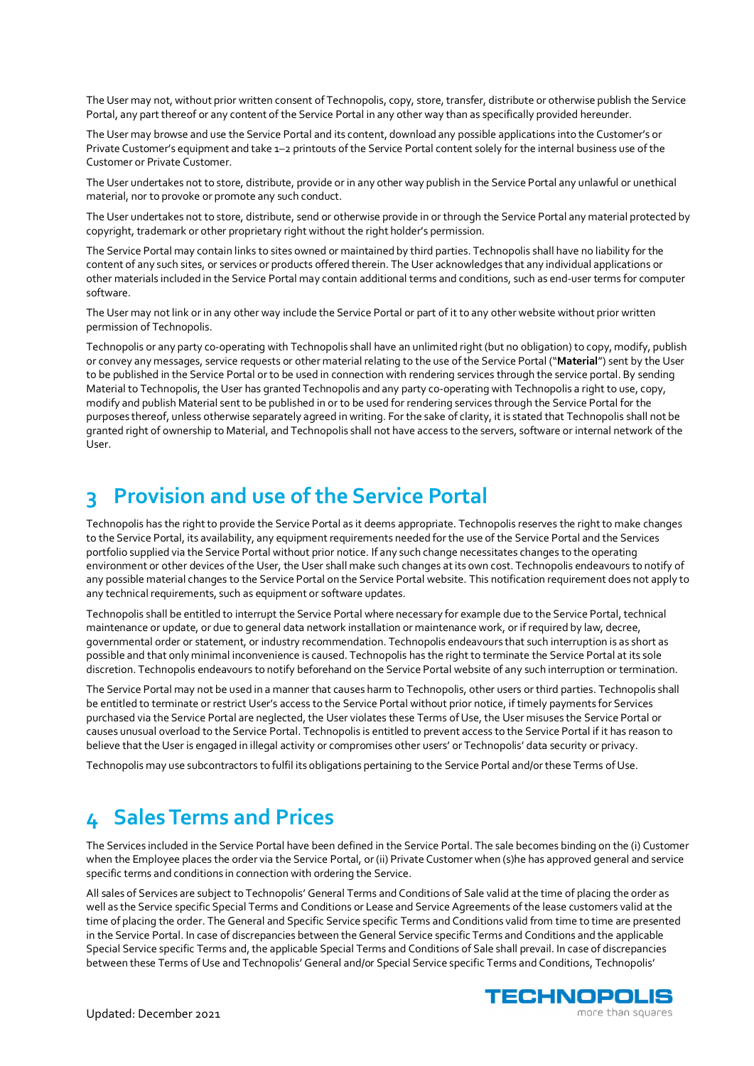The User may not, without prior written consent of Technopolis, copy, store, transfer, distribute or otherwise publish the Service Portal, any part thereof or any content of the Service Portal in any other way than as specifically provided hereunder.

The User may browse and use the Service Portal and its content, download any possible applications into the Customer's or Private Customer's equipment and take 1–2 printouts of the Service Portal content solely for the internal business use of the Customer or Private Customer.

The User undertakes not to store, distribute, provide or in any other way publish in the Service Portal any unlawful or unethical material, nor to provoke or promote any such conduct.

The User undertakes not to store, distribute, send or otherwise provide in or through the Service Portal any material protected by copyright, trademark or other proprietary right without the right holder's permission.

The Service Portal may contain links to sites owned or maintained by third parties. Technopolis shall have no liability for the content of any such sites, or services or products offered therein. The User acknowledges that any individual applications or other materials included in the Service Portal may contain additional terms and conditions, such as end-user terms for computer software.

The User may not link or in any other way include the Service Portal or part of it to any other website without prior written permission of Technopolis.

Technopolis or any party co-operating with Technopolis shall have an unlimited right (but no obligation) to copy, modify, publish or convey any messages, service requests or other material relating to the use of the Service Portal ("**Material**") sent by the User to be published in the Service Portal or to be used in connection with rendering services through the service portal. By sending Material to Technopolis, the User has granted Technopolis and any party co-operating with Technopolis a right to use, copy, modify and publish Material sent to be published in or to be used for rendering services through the Service Portal for the purposes thereof, unless otherwise separately agreed in writing. For the sake of clarity, it is stated that Technopolis shall not be granted right of ownership to Material, and Technopolis shall not have access to the servers, software or internal network of the User.

# 3 Provision and use of the Service Portal

Technopolis has the right to provide the Service Portal as it deems appropriate. Technopolis reserves the right to make changes to the Service Portal, its availability, any equipment requirements needed for the use of the Service Portal and the Services portfolio supplied via the Service Portal without prior notice. If any such change necessitates changes to the operating environment or other devices of the User, the User shall make such changes at its own cost. Technopolis endeavours to notify of any possible material changes to the Service Portal on the Service Portal website. This notification requirement does not apply to any technical requirements, such as equipment or software updates.

Technopolis shall be entitled to interrupt the Service Portal where necessary for example due to the Service Portal, technical maintenance or update, or due to general data network installation or maintenance work, or if required by law, decree, governmental order or statement, or industry recommendation. Technopolis endeavours that such interruption is as short as possible and that only minimal inconvenience is caused. Technopolis has the right to terminate the Service Portal at its sole discretion. Technopolis endeavours to notify beforehand on the Service Portal website of any such interruption or termination.

The Service Portal may not be used in a manner that causes harm to Technopolis, other users or third parties. Technopolis shall be entitled to terminate or restrict User's access to the Service Portal without prior notice, if timely payments for Services purchased via the Service Portal are neglected, the User violates these Terms of Use, the User misuses the Service Portal or causes unusual overload to the Service Portal. Technopolis is entitled to prevent access to the Service Portal if it has reason to believe that the User is engaged in illegal activity or compromises other users' or Technopolis' data security or privacy.

Technopolis may use subcontractors to fulfil its obligations pertaining to the Service Portal and/or these Terms of Use.

# 4 Sales Terms and Prices

The Services included in the Service Portal have been defined in the Service Portal. The sale becomes binding on the (i) Customer when the Employee places the order via the Service Portal, or (ii) Private Customer when (s)he has approved general and service specific terms and conditions in connection with ordering the Service.

All sales of Services are subject to Technopolis' General Terms and Conditions of Sale valid at the time of placing the order as well as the Service specific Special Terms and Conditions or Lease and Service Agreements of the lease customers valid at the time of placing the order. The General and Specific Service specific Terms and Conditions valid from time to time are presented in the Service Portal. In case of discrepancies between the General Service specific Terms and Conditions and the applicable Special Service specific Terms and, the applicable Special Terms and Conditions of Sale shall prevail. In case of discrepancies between these Terms of Use and Technopolis' General and/or Special Service specific Terms and Conditions, Technopolis'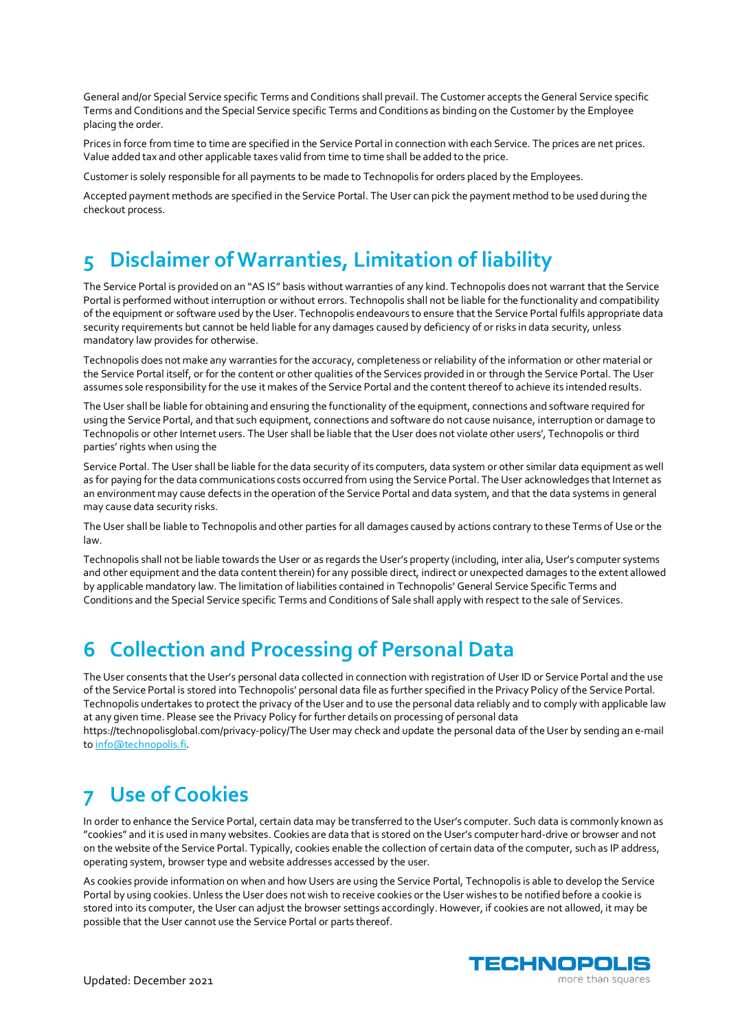General and/or Special Service specific Terms and Conditions shall prevail. The Customer accepts the General Service specific Terms and Conditions and the Special Service specific Terms and Conditions as binding on the Customer by the Employee placing the order.

Prices in force from time to time are specified in the Service Portal in connection with each Service. The prices are net prices. Value added tax and other applicable taxes valid from time to time shall be added to the price.

Customer is solely responsible for all payments to be made to Technopolis for orders placed by the Employees.

Accepted payment methods are specified in the Service Portal. The User can pick the payment method to be used during the checkout process.

# 5 Disclaimer of Warranties, Limitation of liability

The Service Portal is provided on an "AS IS" basis without warranties of any kind. Technopolis does not warrant that the Service Portal is performed without interruption or without errors. Technopolis shall not be liable for the functionality and compatibility of the equipment or software used by the User. Technopolis endeavours to ensure that the Service Portal fulfils appropriate data security requirements but cannot be held liable for any damages caused by deficiency of or risks in data security, unless mandatory law provides for otherwise.

Technopolis does not make any warranties for the accuracy, completeness or reliability of the information or other material or the Service Portal itself, or for the content or other qualities of the Services provided in or through the Service Portal. The User assumes sole responsibility for the use it makes of the Service Portal and the content thereof to achieve its intended results.

The User shall be liable for obtaining and ensuring the functionality of the equipment, connections and software required for using the Service Portal, and that such equipment, connections and software do not cause nuisance, interruption or damage to Technopolis or other Internet users. The User shall be liable that the User does not violate other users', Technopolis or third parties' rights when using the

Service Portal. The User shall be liable for the data security of its computers, data system or other similar data equipment as well as for paying for the data communications costs occurred from using the Service Portal. The User acknowledges that Internet as an environment may cause defects in the operation of the Service Portal and data system, and that the data systems in general may cause data security risks.

The User shall be liable to Technopolis and other parties for all damages caused by actions contrary to these Terms of Use or the law.

Technopolis shall not be liable towards the User or as regards the User's property (including, inter alia, User's computer systems and other equipment and the data content therein) for any possible direct, indirect or unexpected damages to the extent allowed by applicable mandatory law. The limitation of liabilities contained in Technopolis' General Service Specific Terms and Conditions and the Special Service specific Terms and Conditions of Sale shall apply with respect to the sale of Services.

# 6 Collection and Processing of Personal Data

The User consents that the User's personal data collected in connection with registration of User ID or Service Portal and the use of the Service Portal is stored into Technopolis' personal data file as further specified in the Privacy Policy of the Service Portal. Technopolis undertakes to protect the privacy of the User and to use the personal data reliably and to comply with applicable law at any given time. Please see the Privacy Policy for further details on processing of personal data https://technopolisglobal.com/privacy-policy/The User may check and update the personal data of the User by sending an e-mail to info@technopolis.fi.

# 7 Use of Cookies

In order to enhance the Service Portal, certain data may be transferred to the User's computer. Such data is commonly known as "cookies" and it is used in many websites. Cookies are data that is stored on the User's computer hard-drive or browser and not on the website of the Service Portal. Typically, cookies enable the collection of certain data of the computer, such as IP address, operating system, browser type and website addresses accessed by the user.

As cookies provide information on when and how Users are using the Service Portal, Technopolis is able to develop the Service Portal by using cookies. Unless the User does not wish to receive cookies or the User wishes to be notified before a cookie is stored into its computer, the User can adjust the browser settings accordingly. However, if cookies are not allowed, it may be possible that the User cannot use the Service Portal or parts thereof.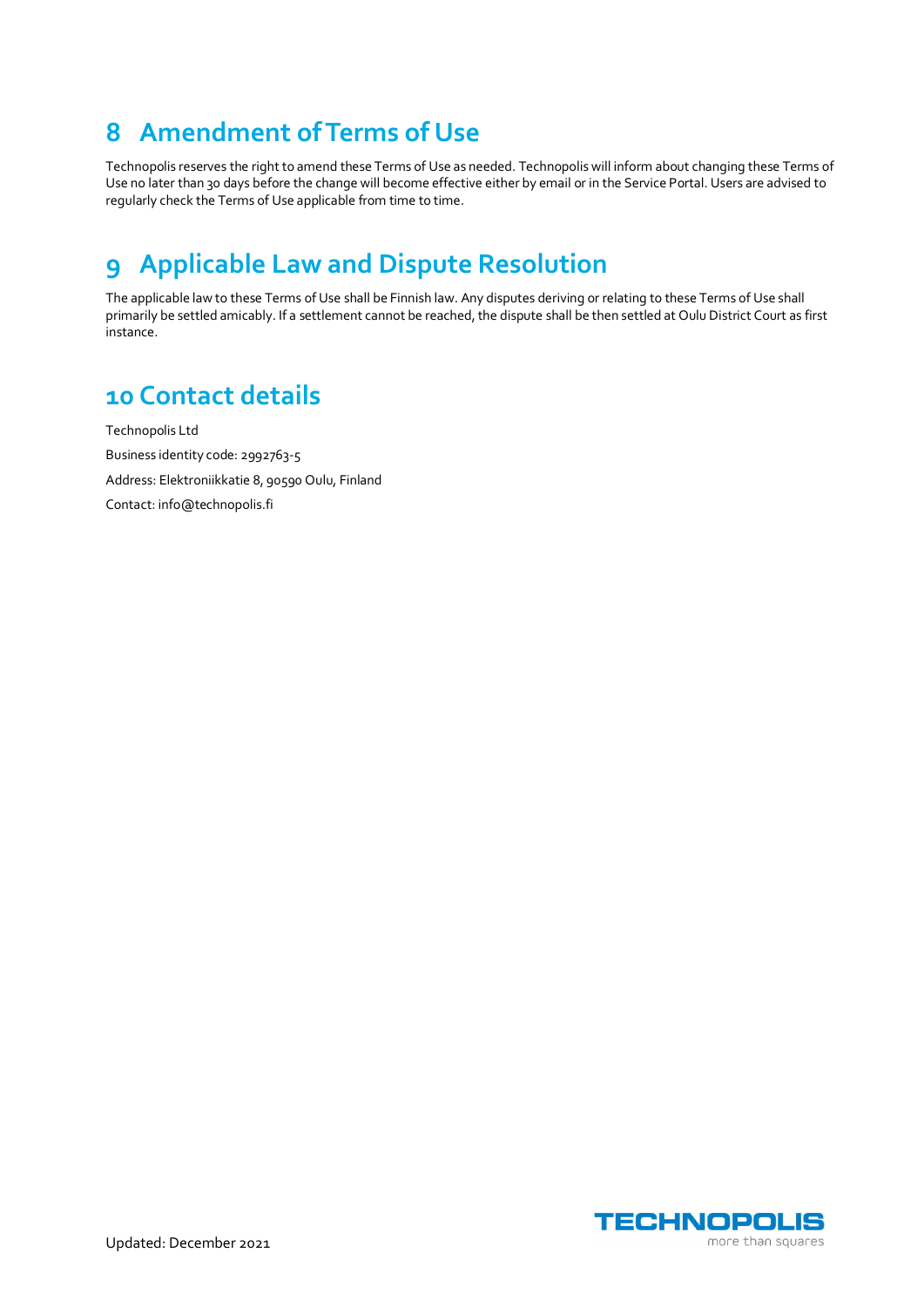# 8 Amendment of Terms of Use

Technopolis reserves the right to amend these Terms of Use as needed. Technopolis will inform about changing these Terms of Use no later than 30 days before the change will become effective either by email or in the Service Portal. Users are advised to regularly check the Terms of Use applicable from time to time.

# 9 Applicable Law and Dispute Resolution

The applicable law to these Terms of Use shall be Finnish law. Any disputes deriving or relating to these Terms of Use shall primarily be settled amicably. If a settlement cannot be reached, the dispute shall be then settled at Oulu District Court as first instance.

# 10 Contact details

Technopolis Ltd

Business identity code: 2992763-5

Address: Elektroniikkatie 8, 90590 Oulu, Finland

Contact: info@technopolis.fi

Updated: December 2021

TECHNOPOLIS
more than squares